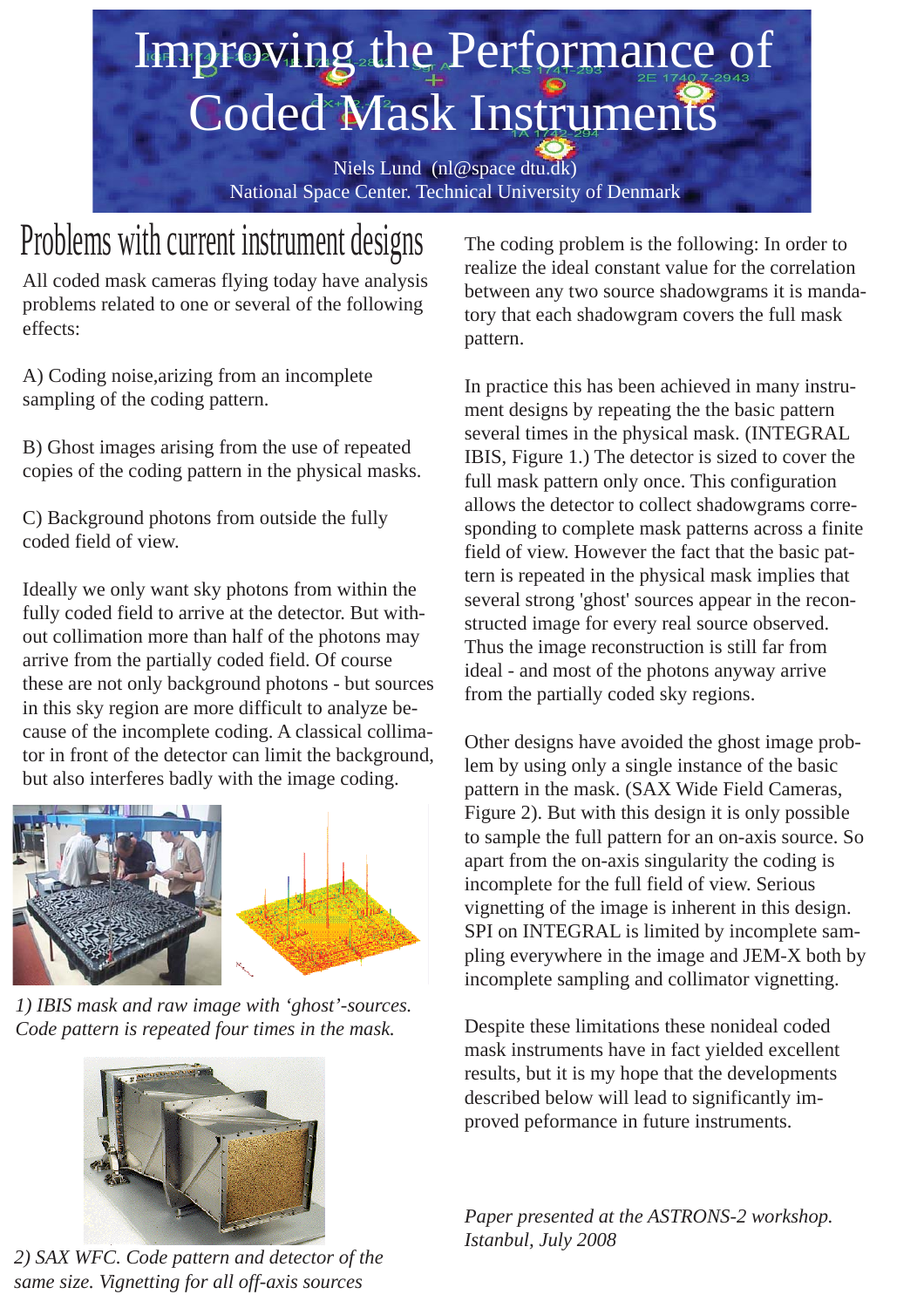# Improving the Performance of Coded Mask Instruments

Niels Lund (nl@space dtu.dk)
National Space Center. Technical University of Denmark

## Problems with current instrument designs

All coded mask cameras flying today have analysis problems related to one or several of the following effects:

A) Coding noise,arizing from an incomplete sampling of the coding pattern.

B) Ghost images arising from the use of repeated copies of the coding pattern in the physical masks.

C) Background photons from outside the fully coded field of view.

Ideally we only want sky photons from within the fully coded field to arrive at the detector. But without collimation more than half of the photons may arrive from the partially coded field. Of course these are not only background photons - but sources in this sky region are more difficult to analyze because of the incomplete coding. A classical collimator in front of the detector can limit the background, but also interferes badly with the image coding.

*1) IBIS mask and raw image with 'ghost'-sources. Code pattern is repeated four times in the mask.*

*2) SAX WFC. Code pattern and detector of the same size. Vignetting for all off-axis sources*

The coding problem is the following: In order to realize the ideal constant value for the correlation between any two source shadowgrams it is mandatory that each shadowgram covers the full mask pattern.

In practice this has been achieved in many instrument designs by repeating the the basic pattern several times in the physical mask. (INTEGRAL IBIS, Figure 1.) The detector is sized to cover the full mask pattern only once. This configuration allows the detector to collect shadowgrams corresponding to complete mask patterns across a finite field of view. However the fact that the basic pattern is repeated in the physical mask implies that several strong 'ghost' sources appear in the reconstructed image for every real source observed. Thus the image reconstruction is still far from ideal - and most of the photons anyway arrive from the partially coded sky regions.

Other designs have avoided the ghost image problem by using only a single instance of the basic pattern in the mask. (SAX Wide Field Cameras, Figure 2). But with this design it is only possible to sample the full pattern for an on-axis source. So apart from the on-axis singularity the coding is incomplete for the full field of view. Serious vignetting of the image is inherent in this design. SPI on INTEGRAL is limited by incomplete sampling everywhere in the image and JEM-X both by incomplete sampling and collimator vignetting.

Despite these limitations these nonideal coded mask instruments have in fact yielded excellent results, but it is my hope that the developments described below will lead to significantly improved peformance in future instruments.

*Paper presented at the ASTRONS-2 workshop. Istanbul, July 2008*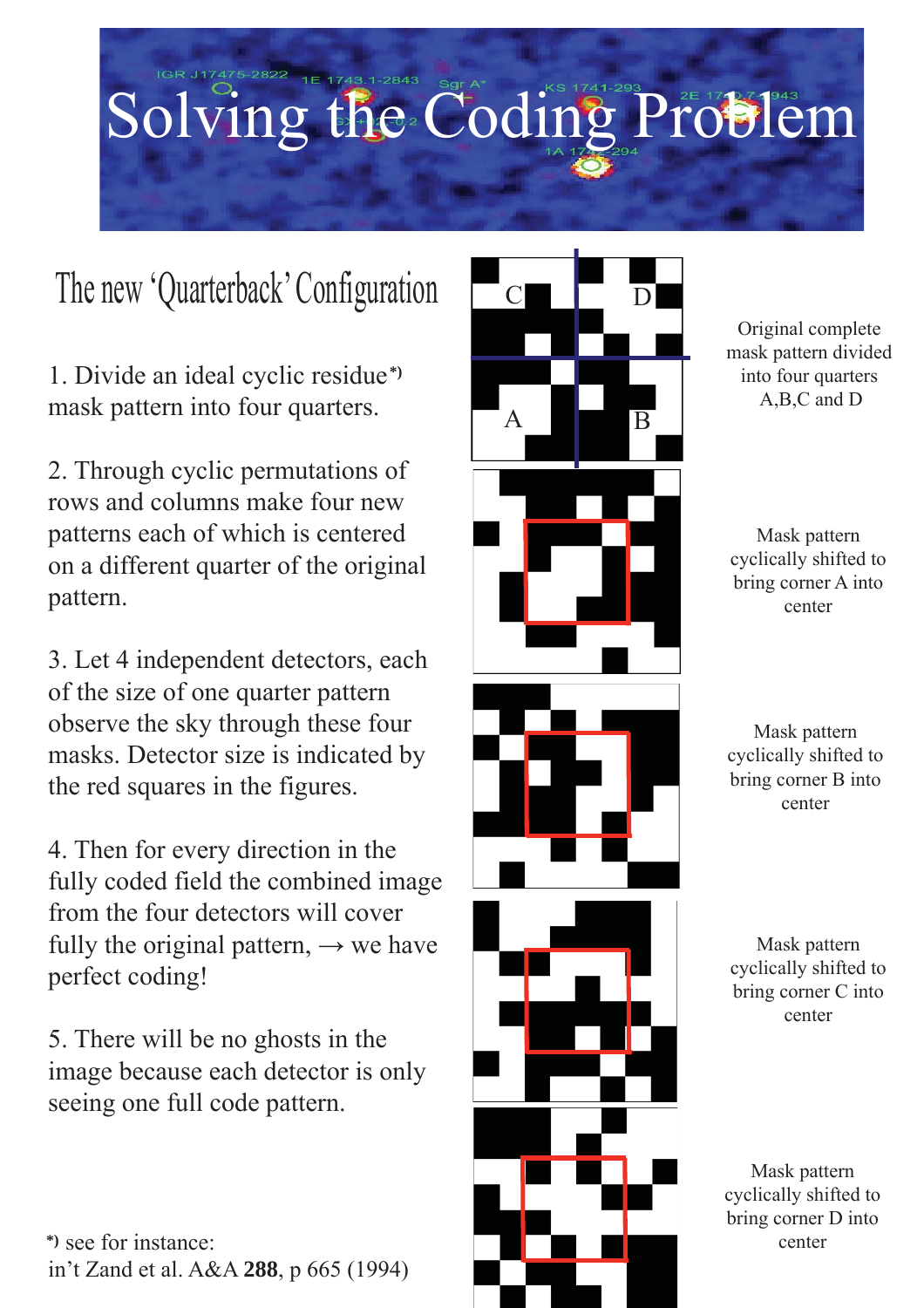# Solving the Coding Problem

## The new 'Quarterback' Configuration

1. Divide an ideal cyclic residue*) mask pattern into four quarters.

2. Through cyclic permutations of rows and columns make four new patterns each of which is centered on a different quarter of the original pattern.

3. Let 4 independent detectors, each of the size of one quarter pattern observe the sky through these four masks. Detector size is indicated by the red squares in the figures.

4. Then for every direction in the fully coded field the combined image from the four detectors will cover fully the original pattern, → we have perfect coding!

5. There will be no ghosts in the image because each detector is only seeing one full code pattern.

Original complete mask pattern divided into four quarters A,B,C and D

Mask pattern cyclically shifted to bring corner A into center

Mask pattern cyclically shifted to bring corner B into center

Mask pattern cyclically shifted to bring corner C into center

Mask pattern cyclically shifted to bring corner D into center

*) see for instance:
in't Zand et al. A&A **288**, p 665 (1994)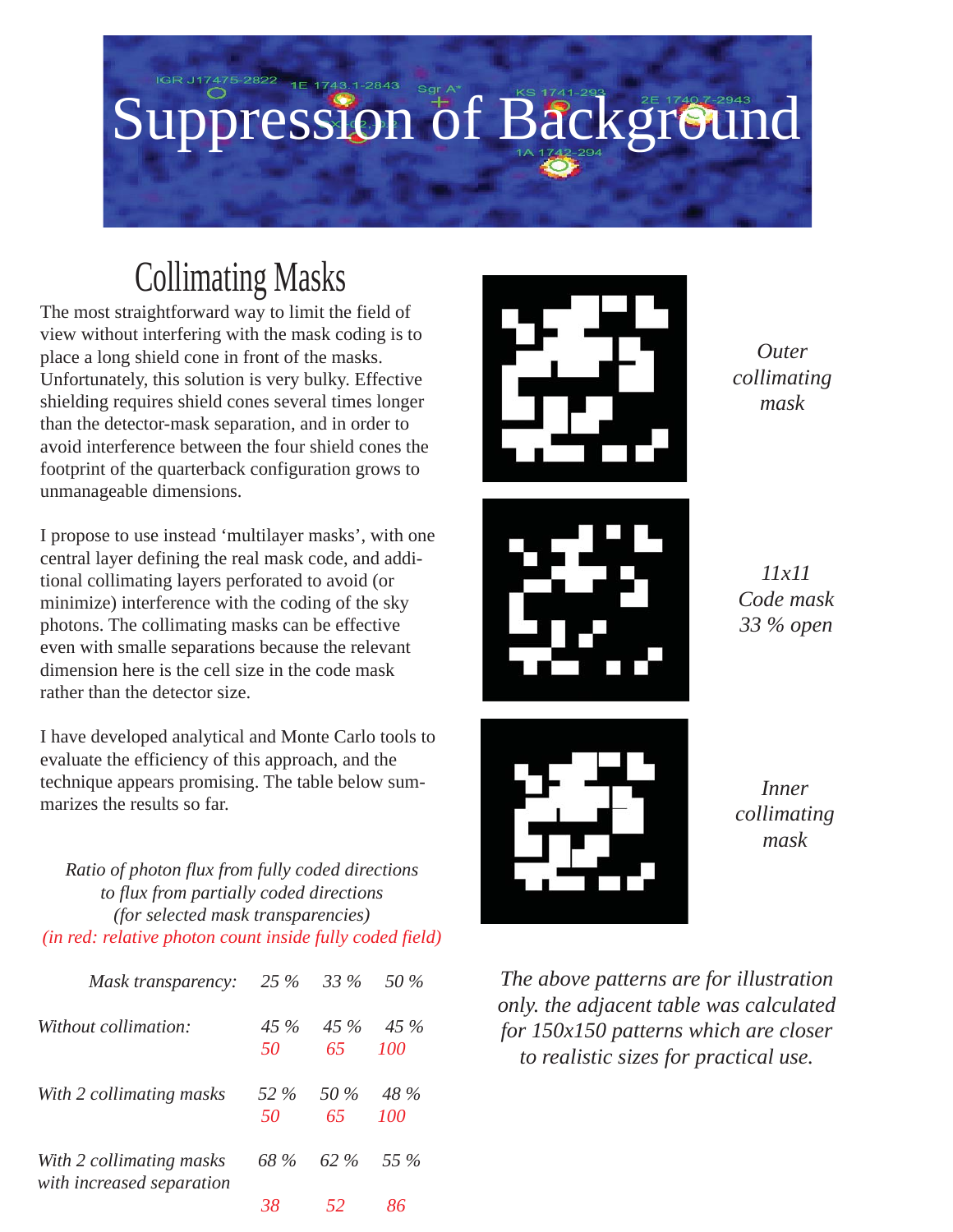# Suppression of Background

## Collimating Masks

The most straightforward way to limit the field of view without interfering with the mask coding is to place a long shield cone in front of the masks. Unfortunately, this solution is very bulky. Effective shielding requires shield cones several times longer than the detector-mask separation, and in order to avoid interference between the four shield cones the footprint of the quarterback configuration grows to unmanageable dimensions.

I propose to use instead ‘multilayer masks’, with one central layer defining the real mask code, and additional collimating layers perforated to avoid (or minimize) interference with the coding of the sky photons. The collimating masks can be effective even with smalle separations because the relevant dimension here is the cell size in the code mask rather than the detector size.

I have developed analytical and Monte Carlo tools to evaluate the efficiency of this approach, and the technique appears promising. The table below summarizes the results so far.

*Ratio of photon flux from fully coded directions to flux from partially coded directions (for selected mask transparencies)*
*(in red: relative photon count inside fully coded field)*

| Mask transparency: | 25 % | 33 % | 50 % |
|---|---|---|---|
| Without collimation: | 45 % | 45 % | 45 % |
| | 50 | 65 | 100 |
| With 2 collimating masks | 52 % | 50 % | 48 % |
| | 50 | 65 | 100 |
| With 2 collimating masks with increased separation | 68 % | 62 % | 55 % |
| | 38 | 52 | 86 |

*Outer collimating mask*

*11x11 Code mask 33 % open*

*Inner collimating mask*

*The above patterns are for illustration only. the adjacent table was calculated for 150x150 patterns which are closer to realistic sizes for practical use.*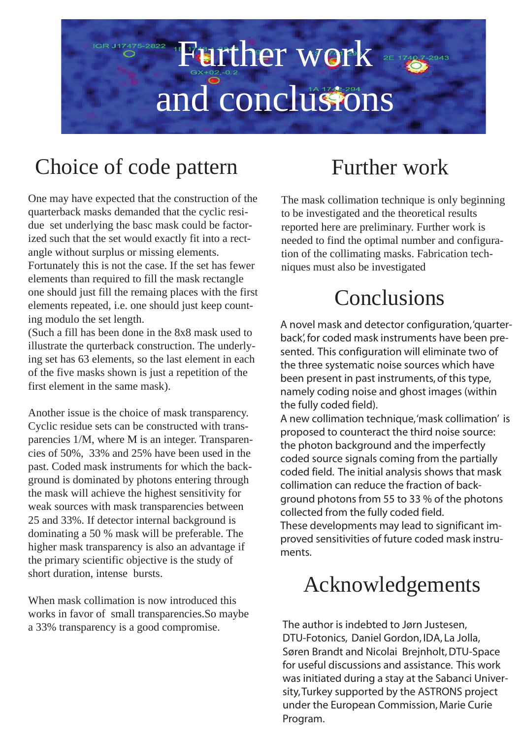# Further work and conclusions

## Choice of code pattern

One may have expected that the construction of the quarterback masks demanded that the cyclic residue set underlying the basc mask could be factorized such that the set would exactly fit into a rectangle without surplus or missing elements. Fortunately this is not the case. If the set has fewer elements than required to fill the mask rectangle one should just fill the remaing places with the first elements repeated, i.e. one should just keep counting modulo the set length.
(Such a fill has been done in the 8x8 mask used to illustrate the qurterback construction. The underlying set has 63 elements, so the last element in each of the five masks shown is just a repetition of the first element in the same mask).

Another issue is the choice of mask transparency. Cyclic residue sets can be constructed with transparencies 1/M, where M is an integer. Transparencies of 50%, 33% and 25% have been used in the past. Coded mask instruments for which the background is dominated by photons entering through the mask will achieve the highest sensitivity for weak sources with mask transparencies between 25 and 33%. If detector internal background is dominating a 50 % mask will be preferable. The higher mask transparency is also an advantage if the primary scientific objective is the study of short duration, intense bursts.

When mask collimation is now introduced this works in favor of small transparencies.So maybe a 33% transparency is a good compromise.

## Further work

The mask collimation technique is only beginning to be investigated and the theoretical results reported here are preliminary. Further work is needed to find the optimal number and configuration of the collimating masks. Fabrication techniques must also be investigated

## Conclusions

A novel mask and detector configuration,'quarterback', for coded mask instruments have been presented. This configuration will eliminate two of the three systematic noise sources which have been present in past instruments, of this type, namely coding noise and ghost images (within the fully coded field).
A new collimation technique, 'mask collimation' is proposed to counteract the third noise source: the photon background and the imperfectly coded source signals coming from the partially coded field. The initial analysis shows that mask collimation can reduce the fraction of background photons from 55 to 33 % of the photons collected from the fully coded field.
These developments may lead to significant improved sensitivities of future coded mask instruments.

## Acknowledgements

The author is indebted to Jørn Justesen, DTU-Fotonics, Daniel Gordon, IDA, La Jolla, Søren Brandt and Nicolai Brejnholt, DTU-Space for useful discussions and assistance. This work was initiated during a stay at the Sabanci University, Turkey supported by the ASTRONS project under the European Commission, Marie Curie Program.